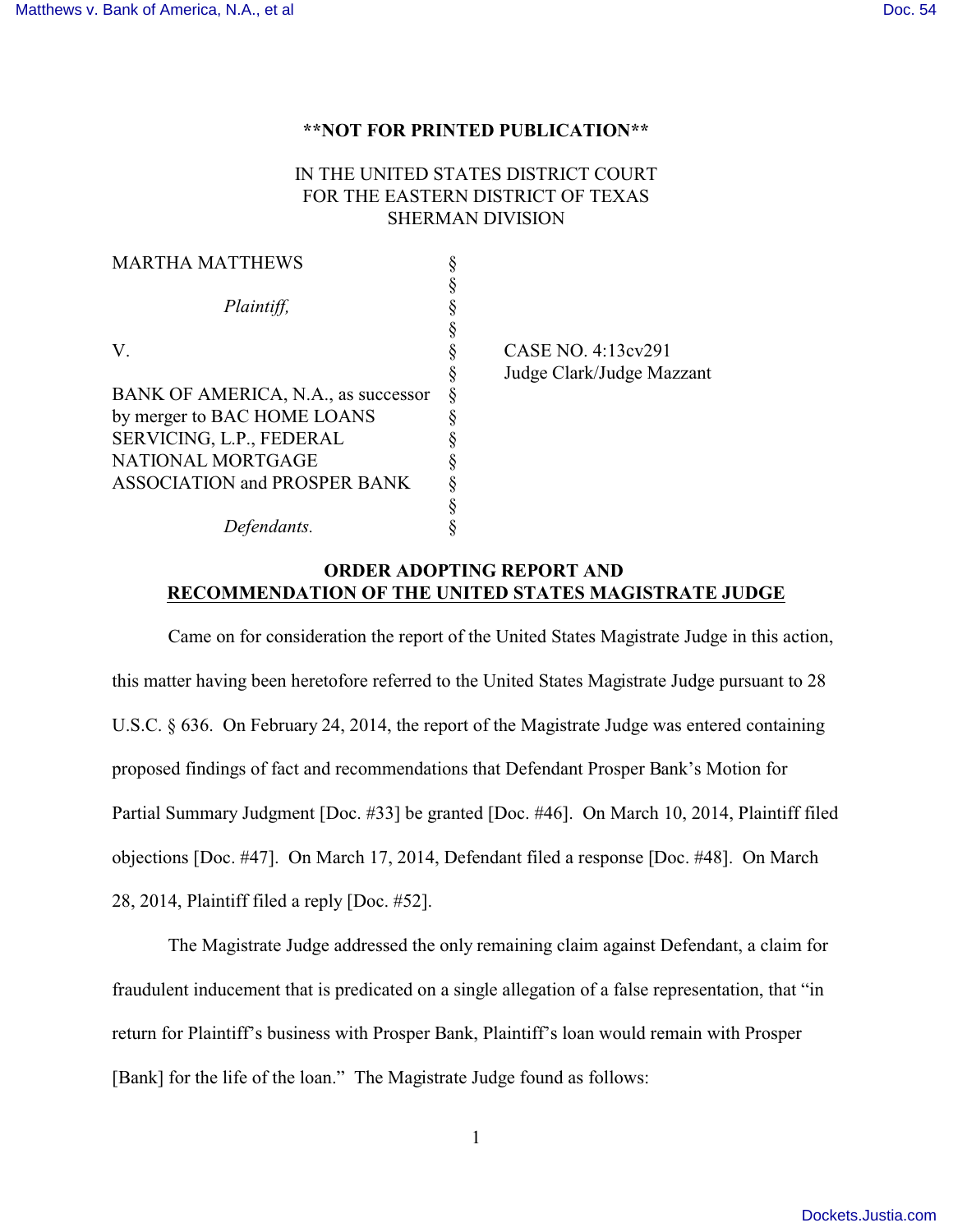**NOT FOR PRINTED PUBLICATION**

IN THE UNITED STATES DISTRICT COURT
FOR THE EASTERN DISTRICT OF TEXAS
SHERMAN DIVISION

| | | |
|---|---|---|
| MARTHA MATTHEWS | § | |
| | § | |
| *Plaintiff,* | § | |
| | § | |
| V. | § | CASE NO. 4:13cv291 |
| | § | Judge Clark/Judge Mazzant |
| BANK OF AMERICA, N.A., as successor by merger to BAC HOME LOANS SERVICING, L.P., FEDERAL NATIONAL MORTGAGE ASSOCIATION and PROSPER BANK | § | |
| | § | |
| *Defendants.* | § | |

**ORDER ADOPTING REPORT AND RECOMMENDATION OF THE UNITED STATES MAGISTRATE JUDGE**

Came on for consideration the report of the United States Magistrate Judge in this action, this matter having been heretofore referred to the United States Magistrate Judge pursuant to 28 U.S.C. § 636. On February 24, 2014, the report of the Magistrate Judge was entered containing proposed findings of fact and recommendations that Defendant Prosper Bank's Motion for Partial Summary Judgment [Doc. #33] be granted [Doc. #46]. On March 10, 2014, Plaintiff filed objections [Doc. #47]. On March 17, 2014, Defendant filed a response [Doc. #48]. On March 28, 2014, Plaintiff filed a reply [Doc. #52].

The Magistrate Judge addressed the only remaining claim against Defendant, a claim for fraudulent inducement that is predicated on a single allegation of a false representation, that "in return for Plaintiff's business with Prosper Bank, Plaintiff's loan would remain with Prosper [Bank] for the life of the loan." The Magistrate Judge found as follows: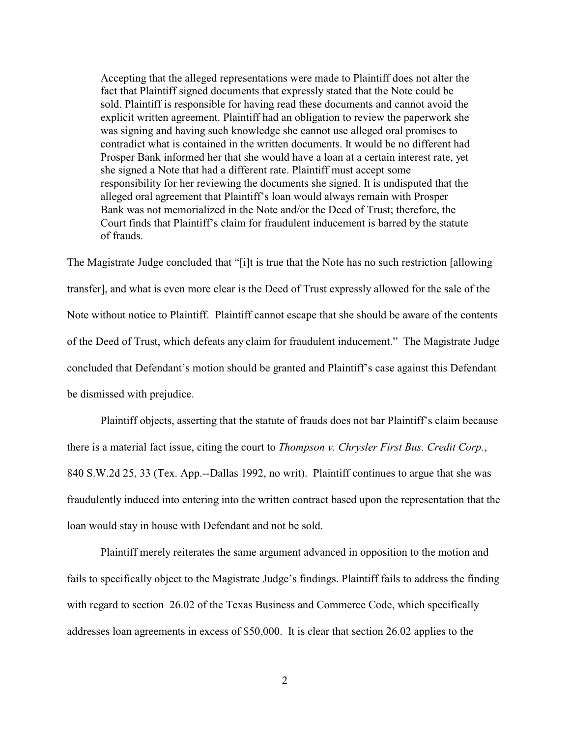> Accepting that the alleged representations were made to Plaintiff does not alter the fact that Plaintiff signed documents that expressly stated that the Note could be sold. Plaintiff is responsible for having read these documents and cannot avoid the explicit written agreement. Plaintiff had an obligation to review the paperwork she was signing and having such knowledge she cannot use alleged oral promises to contradict what is contained in the written documents. It would be no different had Prosper Bank informed her that she would have a loan at a certain interest rate, yet she signed a Note that had a different rate. Plaintiff must accept some responsibility for her reviewing the documents she signed. It is undisputed that the alleged oral agreement that Plaintiff's loan would always remain with Prosper Bank was not memorialized in the Note and/or the Deed of Trust; therefore, the Court finds that Plaintiff's claim for fraudulent inducement is barred by the statute of frauds.

The Magistrate Judge concluded that "[i]t is true that the Note has no such restriction [allowing transfer], and what is even more clear is the Deed of Trust expressly allowed for the sale of the Note without notice to Plaintiff. Plaintiff cannot escape that she should be aware of the contents of the Deed of Trust, which defeats any claim for fraudulent inducement." The Magistrate Judge concluded that Defendant's motion should be granted and Plaintiff's case against this Defendant be dismissed with prejudice.

Plaintiff objects, asserting that the statute of frauds does not bar Plaintiff's claim because there is a material fact issue, citing the court to *Thompson v. Chrysler First Bus. Credit Corp.*, 840 S.W.2d 25, 33 (Tex. App.--Dallas 1992, no writ). Plaintiff continues to argue that she was fraudulently induced into entering into the written contract based upon the representation that the loan would stay in house with Defendant and not be sold.

Plaintiff merely reiterates the same argument advanced in opposition to the motion and fails to specifically object to the Magistrate Judge's findings. Plaintiff fails to address the finding with regard to section 26.02 of the Texas Business and Commerce Code, which specifically addresses loan agreements in excess of $50,000. It is clear that section 26.02 applies to the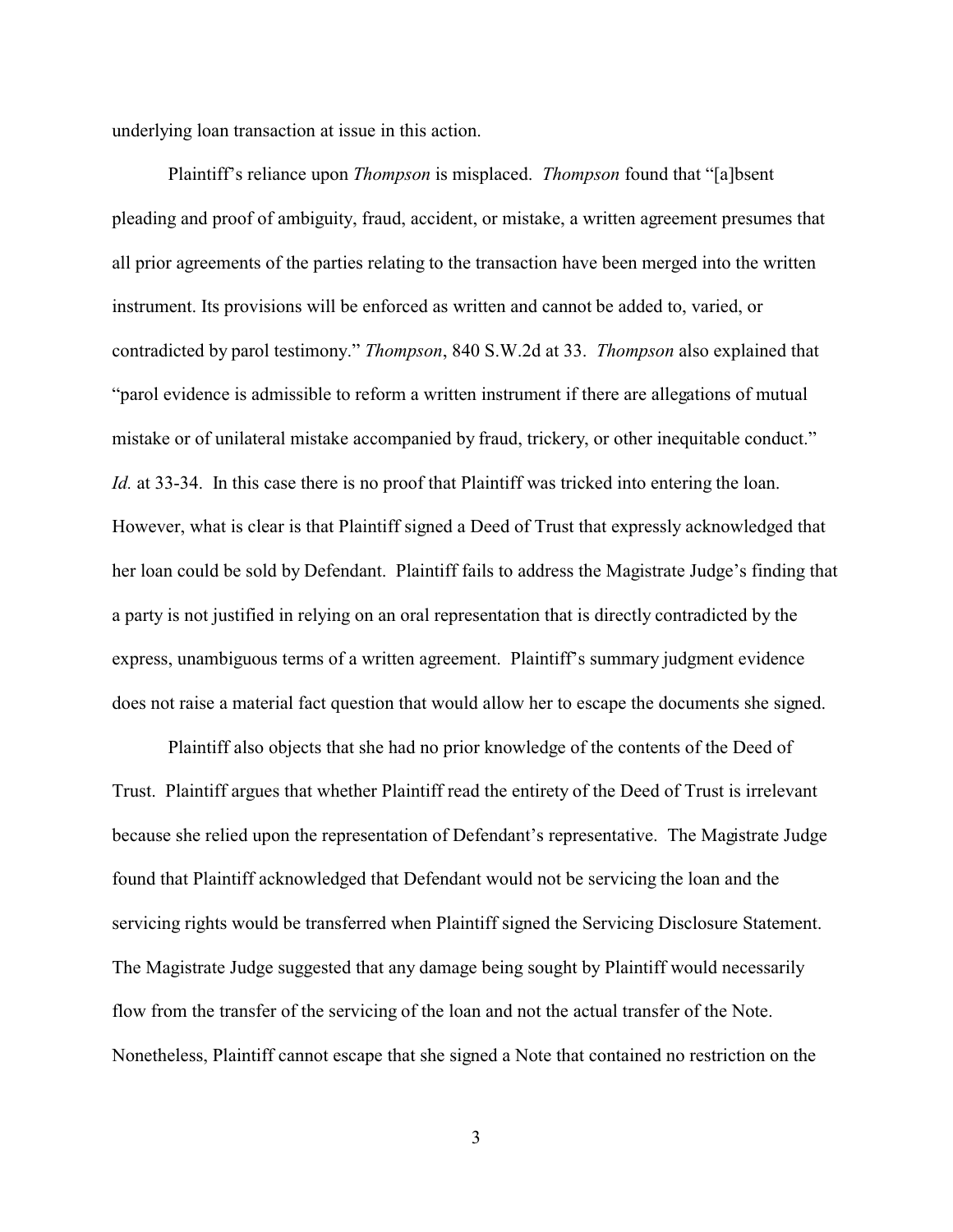underlying loan transaction at issue in this action.

Plaintiff's reliance upon *Thompson* is misplaced. *Thompson* found that "[a]bsent pleading and proof of ambiguity, fraud, accident, or mistake, a written agreement presumes that all prior agreements of the parties relating to the transaction have been merged into the written instrument. Its provisions will be enforced as written and cannot be added to, varied, or contradicted by parol testimony." *Thompson*, 840 S.W.2d at 33. *Thompson* also explained that "parol evidence is admissible to reform a written instrument if there are allegations of mutual mistake or of unilateral mistake accompanied by fraud, trickery, or other inequitable conduct." *Id.* at 33-34. In this case there is no proof that Plaintiff was tricked into entering the loan. However, what is clear is that Plaintiff signed a Deed of Trust that expressly acknowledged that her loan could be sold by Defendant. Plaintiff fails to address the Magistrate Judge's finding that a party is not justified in relying on an oral representation that is directly contradicted by the express, unambiguous terms of a written agreement. Plaintiff's summary judgment evidence does not raise a material fact question that would allow her to escape the documents she signed.

Plaintiff also objects that she had no prior knowledge of the contents of the Deed of Trust. Plaintiff argues that whether Plaintiff read the entirety of the Deed of Trust is irrelevant because she relied upon the representation of Defendant's representative. The Magistrate Judge found that Plaintiff acknowledged that Defendant would not be servicing the loan and the servicing rights would be transferred when Plaintiff signed the Servicing Disclosure Statement. The Magistrate Judge suggested that any damage being sought by Plaintiff would necessarily flow from the transfer of the servicing of the loan and not the actual transfer of the Note. Nonetheless, Plaintiff cannot escape that she signed a Note that contained no restriction on the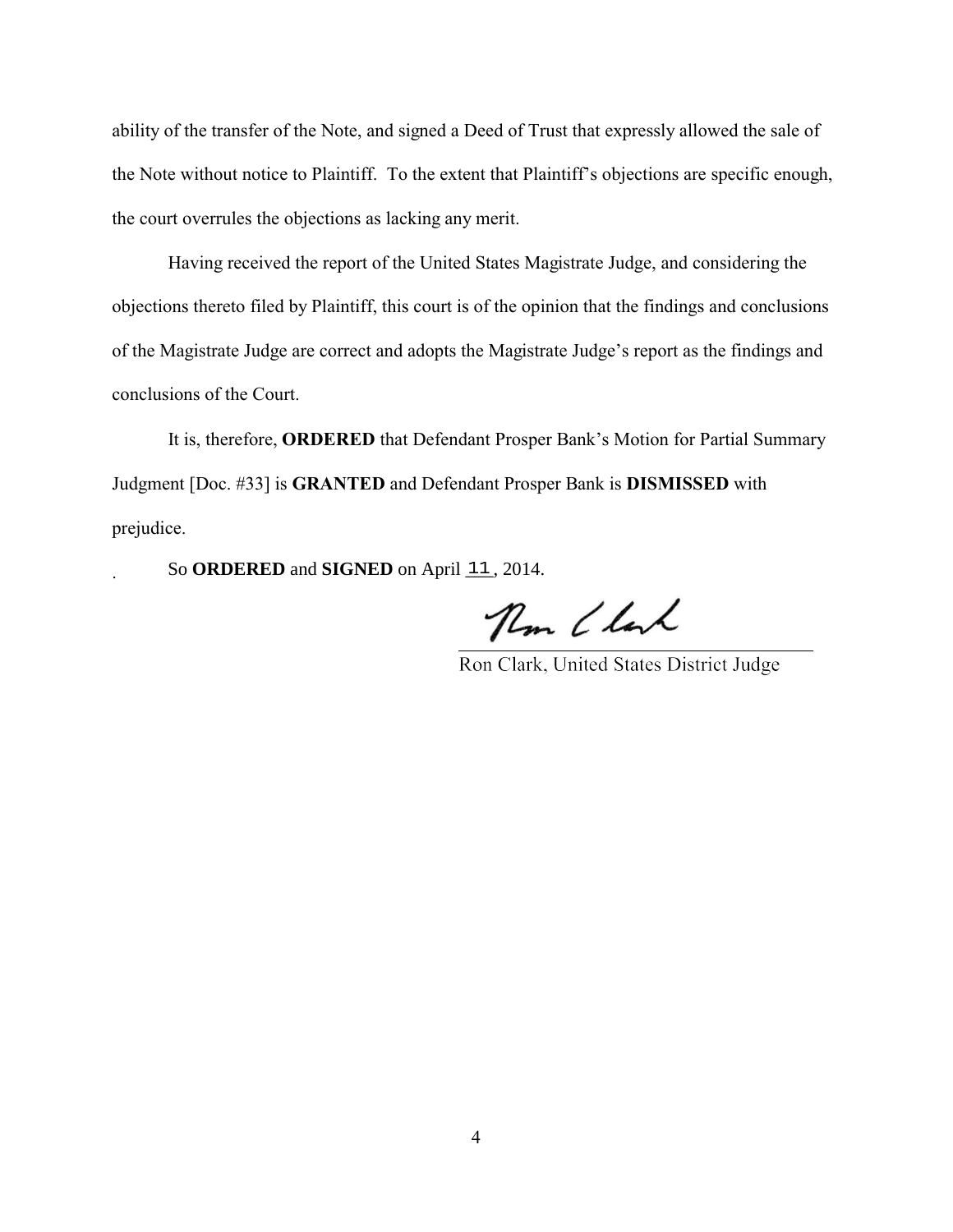ability of the transfer of the Note, and signed a Deed of Trust that expressly allowed the sale of the Note without notice to Plaintiff. To the extent that Plaintiff's objections are specific enough, the court overrules the objections as lacking any merit.

Having received the report of the United States Magistrate Judge, and considering the objections thereto filed by Plaintiff, this court is of the opinion that the findings and conclusions of the Magistrate Judge are correct and adopts the Magistrate Judge's report as the findings and conclusions of the Court.

It is, therefore, **ORDERED** that Defendant Prosper Bank's Motion for Partial Summary Judgment [Doc. #33] is **GRANTED** and Defendant Prosper Bank is **DISMISSED** with prejudice.

So **ORDERED** and **SIGNED** on April 11, 2014.

Ron Clark, United States District Judge